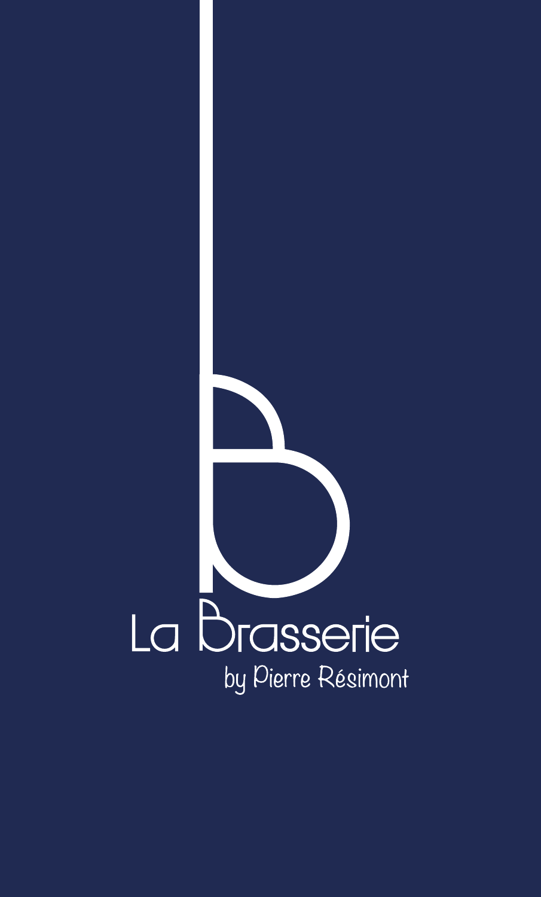# La Brasserie

by Pierre Résimont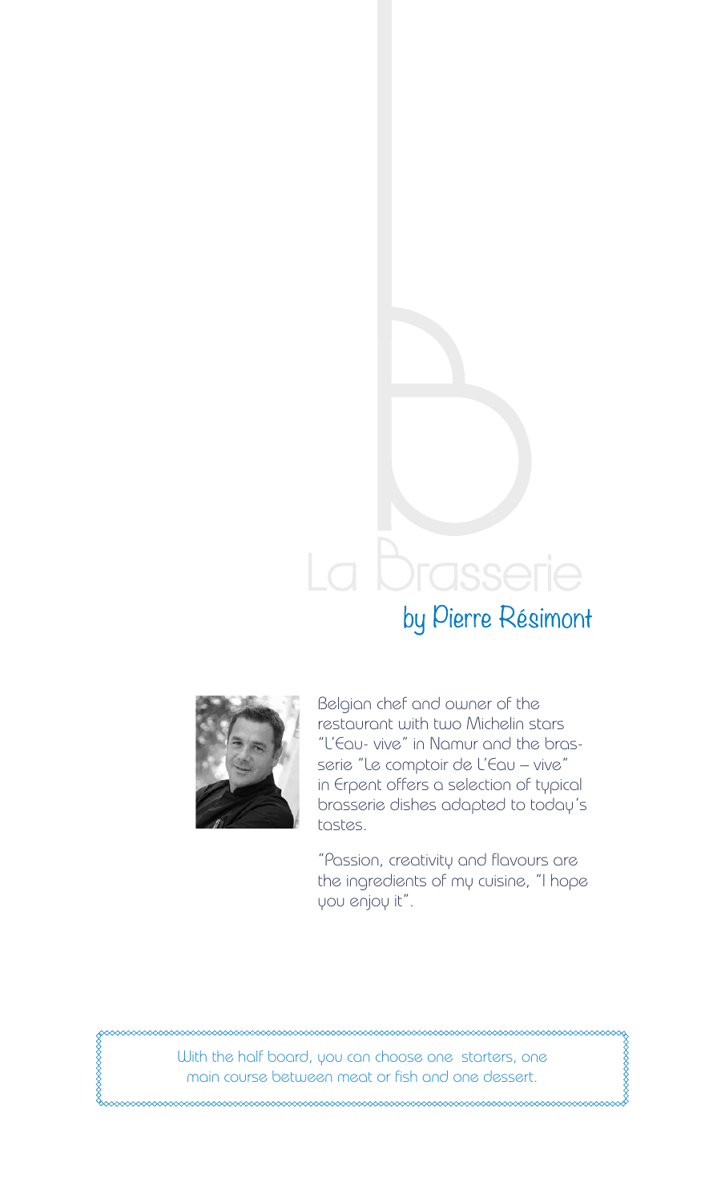# La Brasserie

## by Pierre Résimont

Belgian chef and owner of the restaurant with two Michelin stars "L'Eau- vive" in Namur and the brasserie "Le comptoir de L'Eau – vive" in Erpent offers a selection of typical brasserie dishes adapted to today's tastes.

"Passion, creativity and flavours are the ingredients of my cuisine, "I hope you enjoy it".

With the half board, you can choose one starters, one main course between meat or fish and one dessert.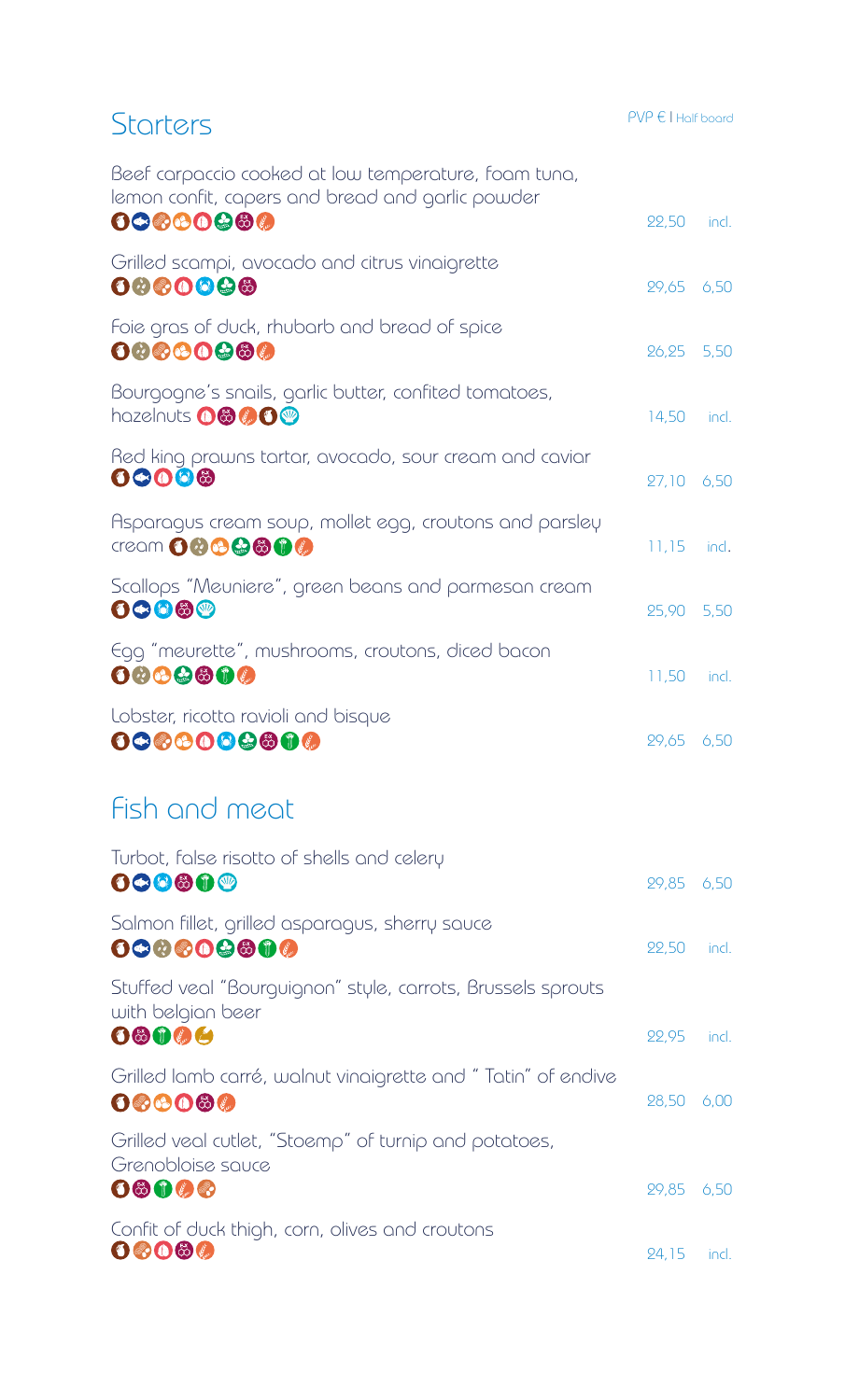## Starters

| | PVP € | Half board |
|---|---|---|
| Beef carpaccio cooked at low temperature, foam tuna, lemon confit, capers and bread and garlic powder | 22,50 | incl. |
| Grilled scampi, avocado and citrus vinaigrette | 29,65 | 6,50 |
| Foie gras of duck, rhubarb and bread of spice | 26,25 | 5,50 |
| Bourgogne's snails, garlic butter, confited tomatoes, hazelnuts | 14,50 | incl. |
| Red king prawns tartar, avocado, sour cream and caviar | 27,10 | 6,50 |
| Asparagus cream soup, mollet egg, croutons and parsley cream | 11,15 | incl. |
| Scallops "Meuniere", green beans and parmesan cream | 25,90 | 5,50 |
| Egg "meurette", mushrooms, croutons, diced bacon | 11,50 | incl. |
| Lobster, ricotta ravioli and bisque | 29,65 | 6,50 |

## Fish and meat

| | PVP € | Half board |
|---|---|---|
| Turbot, false risotto of shells and celery | 29,85 | 6,50 |
| Salmon fillet, grilled asparagus, sherry sauce | 22,50 | incl. |
| Stuffed veal "Bourguignon" style, carrots, Brussels sprouts with belgian beer | 22,95 | incl. |
| Grilled lamb carré, walnut vinaigrette and " Tatin" of endive | 28,50 | 6,00 |
| Grilled veal cutlet, "Stoemp" of turnip and potatoes, Grenobloise sauce | 29,85 | 6,50 |
| Confit of duck thigh, corn, olives and croutons | 24,15 | incl. |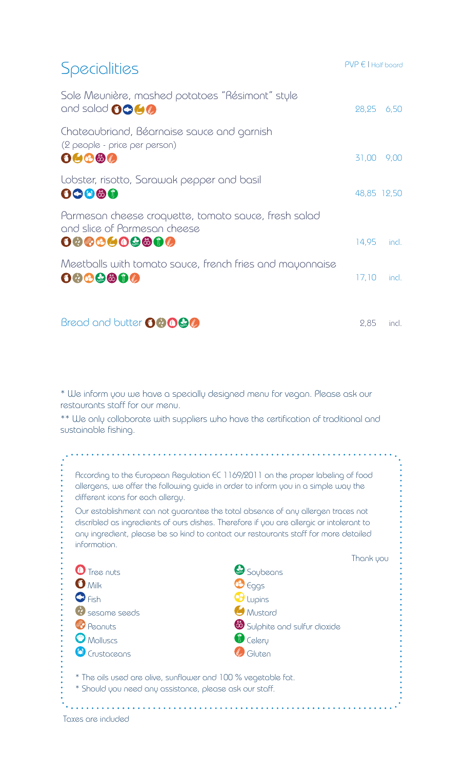## Specialities

| | PVP € | Half board |
|---|---|---|
| Sole Meunière, mashed potatoes "Résimont" style and salad | 28,25 | 6,50 |
| Chateaubriand, Béarnaise sauce and garnish (2 people - price per person) | 31,00 | 9,00 |
| Lobster, risotto, Sarawak pepper and basil | 48,85 | 12,50 |
| Parmesan cheese croquette, tomato sauce, fresh salad and slice of Parmesan cheese | 14,95 | incl. |
| Meetballs with tomato sauce, french fries and mayonnaise | 17,10 | incl. |
| Bread and butter | 2,85 | incl. |

* We inform you we have a specially designed menu for vegan. Please ask our restaurants staff for our menu.

** We only collaborate with suppliers who have the certification of traditional and sustainable fishing.

According to the European Regulation EC 1169/2011 on the proper labeling of food allergens, we offer the following guide in order to inform you in a simple way the different icons for each allergy.

Our establishment can not guarantee the total absence of any allergen traces not discribled as ingredients of ours dishes. Therefore if you are allergic or intolerant to any ingredient, please be so kind to contact our restaurants staff for more detailed information.

Thank you

- Tree nuts
- Milk
- Fish
- sesame seeds
- Peanuts
- Molluscs
- Crustaceans
- Soybeans
- Eggs
- Lupins
- Mustard
- Sulphite and sulfur dioxide
- Celery
- Gluten

* The oils used are olive, sunflower and 100 % vegetable fat.
* Should you need any assistance, please ask our staff.

Taxes are included